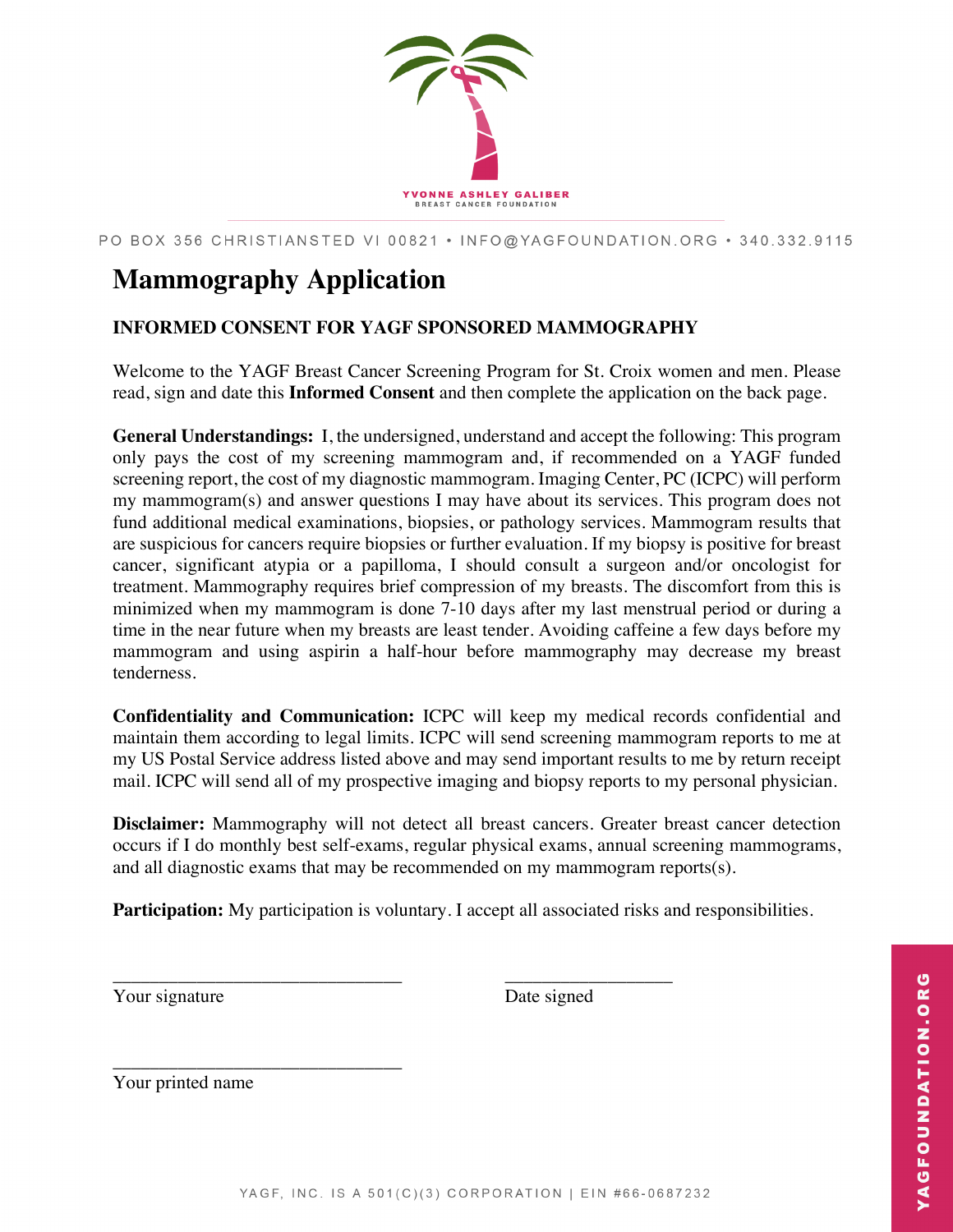YVONNE ASHLEY GALIBER
BREAST CANCER FOUNDATION

PO BOX 356 CHRISTIANSTED VI 00821 • INFO@YAGFOUNDATION.ORG • 340.332.9115

# Mammography Application

## INFORMED CONSENT FOR YAGF SPONSORED MAMMOGRAPHY

Welcome to the YAGF Breast Cancer Screening Program for St. Croix women and men. Please read, sign and date this **Informed Consent** and then complete the application on the back page.

**General Understandings:** I, the undersigned, understand and accept the following: This program only pays the cost of my screening mammogram and, if recommended on a YAGF funded screening report, the cost of my diagnostic mammogram. Imaging Center, PC (ICPC) will perform my mammogram(s) and answer questions I may have about its services. This program does not fund additional medical examinations, biopsies, or pathology services. Mammogram results that are suspicious for cancers require biopsies or further evaluation. If my biopsy is positive for breast cancer, significant atypia or a papilloma, I should consult a surgeon and/or oncologist for treatment. Mammography requires brief compression of my breasts. The discomfort from this is minimized when my mammogram is done 7-10 days after my last menstrual period or during a time in the near future when my breasts are least tender. Avoiding caffeine a few days before my mammogram and using aspirin a half-hour before mammography may decrease my breast tenderness.

**Confidentiality and Communication:** ICPC will keep my medical records confidential and maintain them according to legal limits. ICPC will send screening mammogram reports to me at my US Postal Service address listed above and may send important results to me by return receipt mail. ICPC will send all of my prospective imaging and biopsy reports to my personal physician.

**Disclaimer:** Mammography will not detect all breast cancers. Greater breast cancer detection occurs if I do monthly best self-exams, regular physical exams, annual screening mammograms, and all diagnostic exams that may be recommended on my mammogram reports(s).

**Participation:** My participation is voluntary. I accept all associated risks and responsibilities.

\_\_\_\_\_\_\_\_\_\_\_\_\_\_\_\_\_\_\_\_\_\_\_\_\_\_\_\_\_\_ \_\_\_\_\_\_\_\_\_\_\_\_\_\_\_\_\_\_
Your signature Date signed

\_\_\_\_\_\_\_\_\_\_\_\_\_\_\_\_\_\_\_\_\_\_\_\_\_\_\_\_\_\_
Your printed name

YAGF, INC. IS A 501(C)(3) CORPORATION | EIN #66-0687232

YAGFOUNDATION.ORG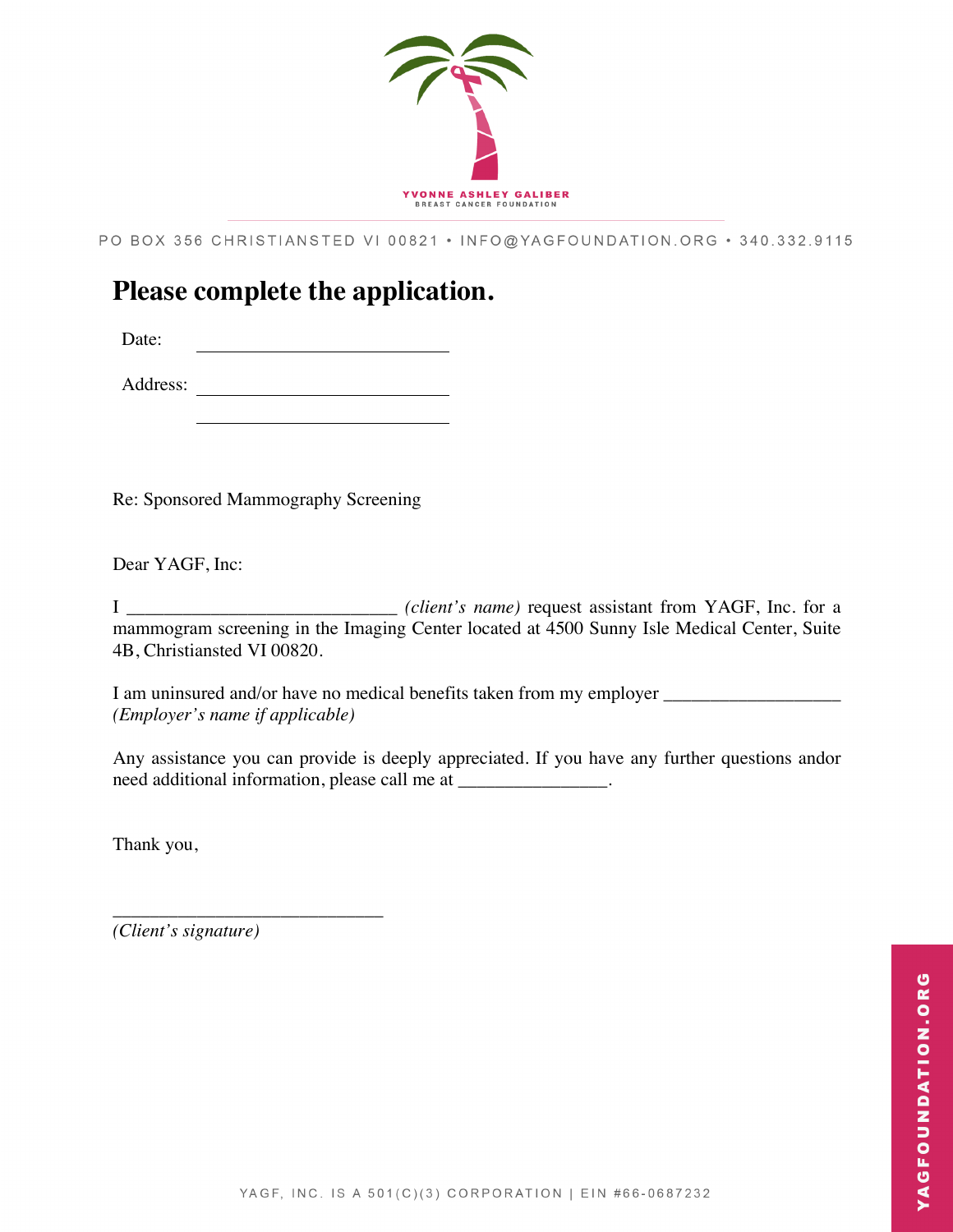YVONNE ASHLEY GALIBER
BREAST CANCER FOUNDATION

PO BOX 356 CHRISTIANSTED VI 00821 • INFO@YAGFOUNDATION.ORG • 340.332.9115

# Please complete the application.

Date: ____________________________

Address: ____________________________

____________________________

Re: Sponsored Mammography Screening

Dear YAGF, Inc:

I ____________________________ *(client's name)* request assistant from YAGF, Inc. for a mammogram screening in the Imaging Center located at 4500 Sunny Isle Medical Center, Suite 4B, Christiansted VI 00820.

I am uninsured and/or have no medical benefits taken from my employer ___________________ *(Employer's name if applicable)*

Any assistance you can provide is deeply appreciated. If you have any further questions andor need additional information, please call me at _______________.

Thank you,

____________________________
*(Client's signature)*

YAGF, INC. IS A 501(C)(3) CORPORATION | EIN #66-0687232

YAGFOUNDATION.ORG